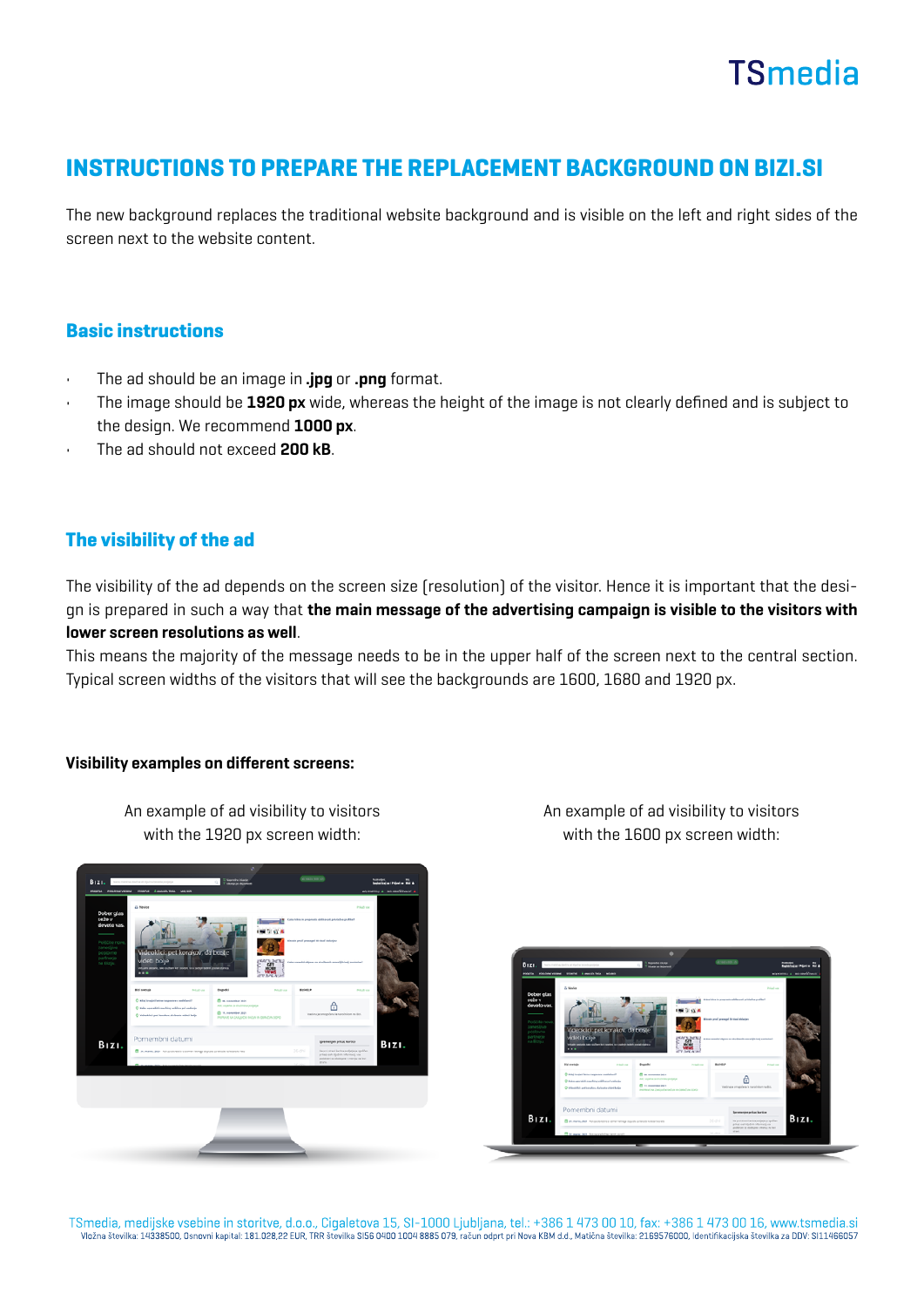TSmedia

# INSTRUCTIONS TO PREPARE THE REPLACEMENT BACKGROUND ON BIZI.SI

The new background replaces the traditional website background and is visible on the left and right sides of the screen next to the website content.

## Basic instructions

- The ad should be an image in **.jpg** or **.png** format.
- The image should be **1920 px** wide, whereas the height of the image is not clearly defined and is subject to the design. We recommend **1000 px**.
- The ad should not exceed **200 kB**.

## The visibility of the ad

The visibility of the ad depends on the screen size (resolution) of the visitor. Hence it is important that the design is prepared in such a way that **the main message of the advertising campaign is visible to the visitors with lower screen resolutions as well**.

This means the majority of the message needs to be in the upper half of the screen next to the central section. Typical screen widths of the visitors that will see the backgrounds are 1600, 1680 and 1920 px.

**Visibility examples on different screens:**

An example of ad visibility to visitors with the 1920 px screen width:

An example of ad visibility to visitors with the 1600 px screen width:

TSmedia, medijske vsebine in storitve, d.o.o., Cigaletova 15, SI-1000 Ljubljana, tel.: +386 1 473 00 10, fax: +386 1 473 00 16, www.tsmedia.si
Vložna številka: 14338500, Osnovni kapital: 181.028,22 EUR, TRR številka SI56 0400 1004 8885 079, račun odprt pri Nova KBM d.d., Matična številka: 2169576000, Identifikacijska številka za DDV: SI11466057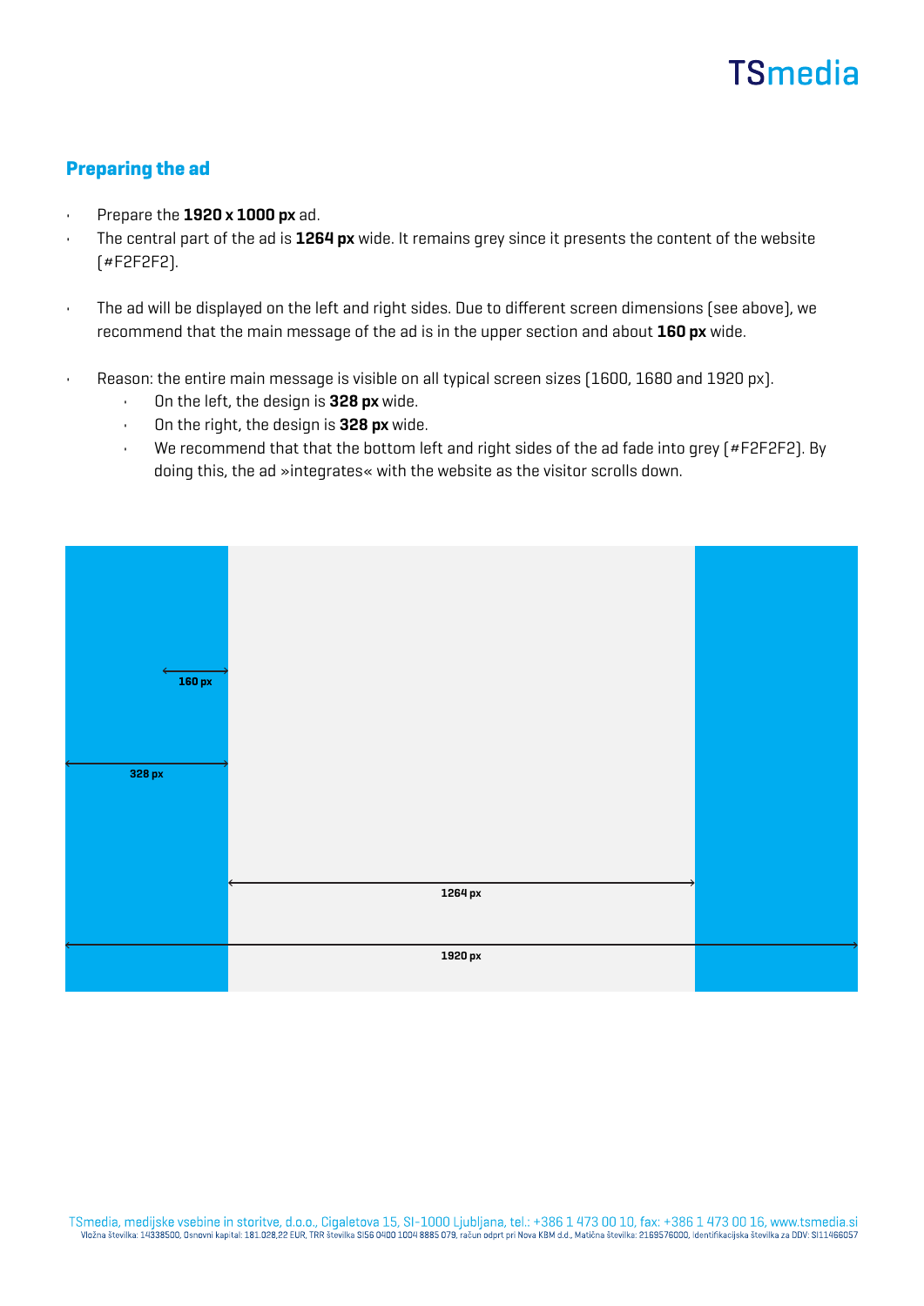## Preparing the ad

- Prepare the **1920 x 1000 px** ad.
- The central part of the ad is **1264 px** wide. It remains grey since it presents the content of the website (#F2F2F2).
- The ad will be displayed on the left and right sides. Due to different screen dimensions (see above), we recommend that the main message of the ad is in the upper section and about **160 px** wide.
- Reason: the entire main message is visible on all typical screen sizes (1600, 1680 and 1920 px).
  - On the left, the design is **328 px** wide.
  - On the right, the design is **328 px** wide.
  - We recommend that that the bottom left and right sides of the ad fade into grey (#F2F2F2). By doing this, the ad »integrates« with the website as the visitor scrolls down.

160 px

328 px

1264 px

1920 px